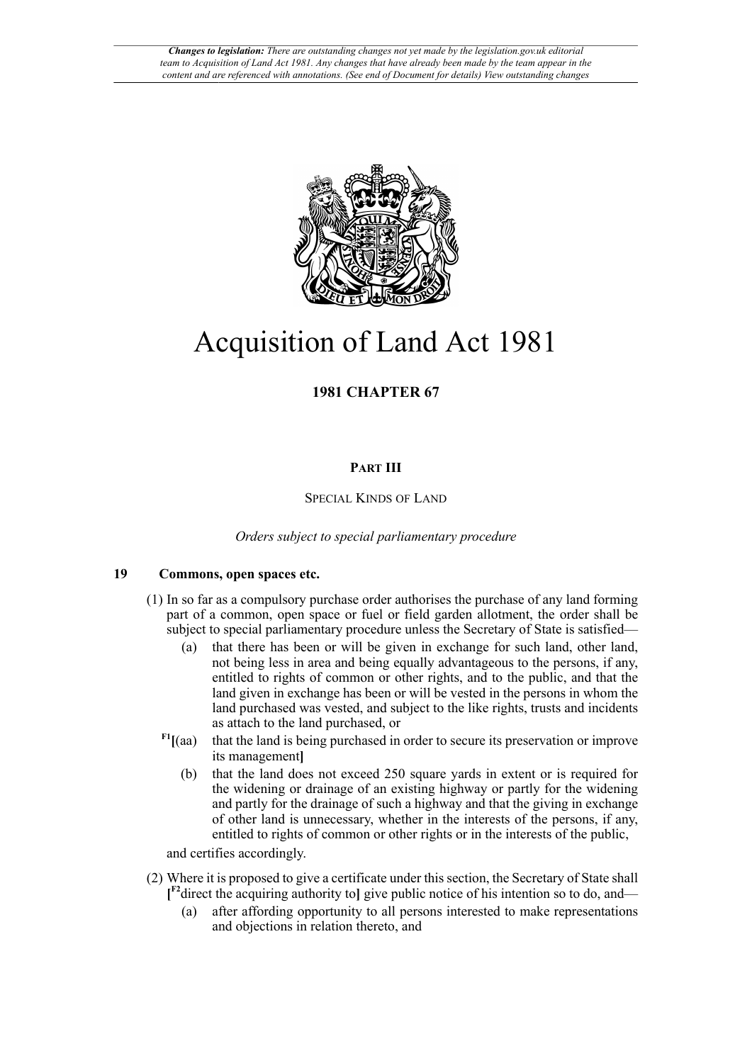*Changes to legislation: There are outstanding changes not yet made by the legislation.gov.uk editorial team to Acquisition of Land Act 1981. Any changes that have already been made by the team appear in the content and are referenced with annotations. (See end of Document for details) View outstanding changes*

# Acquisition of Land Act 1981

**1981 CHAPTER 67**

## PART III

SPECIAL KINDS OF LAND

*Orders subject to special parliamentary procedure*

### 19 Commons, open spaces etc.

(1) In so far as a compulsory purchase order authorises the purchase of any land forming part of a common, open space or fuel or field garden allotment, the order shall be subject to special parliamentary procedure unless the Secretary of State is satisfied—

(a) that there has been or will be given in exchange for such land, other land, not being less in area and being equally advantageous to the persons, if any, entitled to rights of common or other rights, and to the public, and that the land given in exchange has been or will be vested in the persons in whom the land purchased was vested, and subject to the like rights, trusts and incidents as attach to the land purchased, or

F1[(aa) that the land is being purchased in order to secure its preservation or improve its management]

(b) that the land does not exceed 250 square yards in extent or is required for the widening or drainage of an existing highway or partly for the widening and partly for the drainage of such a highway and that the giving in exchange of other land is unnecessary, whether in the interests of the persons, if any, entitled to rights of common or other rights or in the interests of the public,

and certifies accordingly.

(2) Where it is proposed to give a certificate under this section, the Secretary of State shall [F2direct the acquiring authority to] give public notice of his intention so to do, and—

(a) after affording opportunity to all persons interested to make representations and objections in relation thereto, and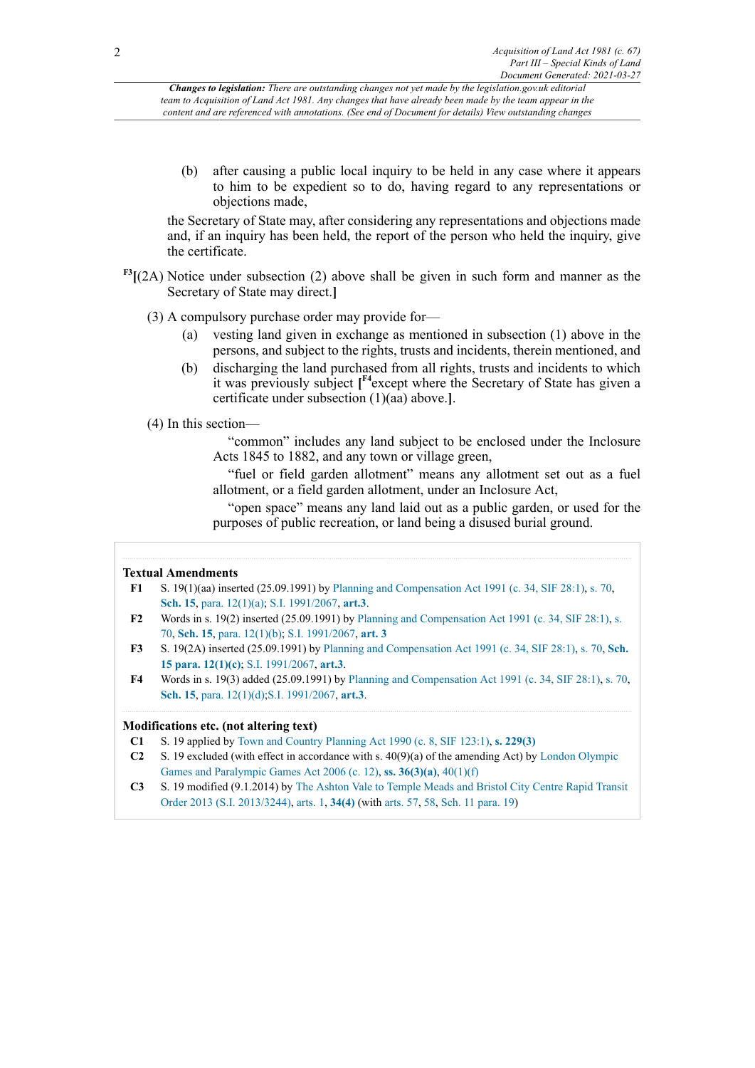*Changes to legislation: There are outstanding changes not yet made by the legislation.gov.uk editorial team to Acquisition of Land Act 1981. Any changes that have already been made by the team appear in the content and are referenced with annotations. (See end of Document for details) View outstanding changes*

(b) after causing a public local inquiry to be held in any case where it appears to him to be expedient so to do, having regard to any representations or objections made,

the Secretary of State may, after considering any representations and objections made and, if an inquiry has been held, the report of the person who held the inquiry, give the certificate.

F3[(2A) Notice under subsection (2) above shall be given in such form and manner as the Secretary of State may direct.]

(3) A compulsory purchase order may provide for—

(a) vesting land given in exchange as mentioned in subsection (1) above in the persons, and subject to the rights, trusts and incidents, therein mentioned, and

(b) discharging the land purchased from all rights, trusts and incidents to which it was previously subject [F4except where the Secretary of State has given a certificate under subsection (1)(aa) above.].

(4) In this section—

"common" includes any land subject to be enclosed under the Inclosure Acts 1845 to 1882, and any town or village green,

"fuel or field garden allotment" means any allotment set out as a fuel allotment, or a field garden allotment, under an Inclosure Act,

"open space" means any land laid out as a public garden, or used for the purposes of public recreation, or land being a disused burial ground.

**Textual Amendments**

**F1** S. 19(1)(aa) inserted (25.09.1991) by Planning and Compensation Act 1991 (c. 34, SIF 28:1), s. 70, **Sch. 15**, para. 12(1)(a); S.I. 1991/2067, **art.3**.

**F2** Words in s. 19(2) inserted (25.09.1991) by Planning and Compensation Act 1991 (c. 34, SIF 28:1), s. 70, **Sch. 15**, para. 12(1)(b); S.I. 1991/2067, **art. 3**

**F3** S. 19(2A) inserted (25.09.1991) by Planning and Compensation Act 1991 (c. 34, SIF 28:1), s. 70, **Sch. 15 para. 12(1)(c)**; S.I. 1991/2067, **art.3**.

**F4** Words in s. 19(3) added (25.09.1991) by Planning and Compensation Act 1991 (c. 34, SIF 28:1), s. 70, **Sch. 15**, para. 12(1)(d);S.I. 1991/2067, **art.3**.

**Modifications etc. (not altering text)**

**C1** S. 19 applied by Town and Country Planning Act 1990 (c. 8, SIF 123:1), **s. 229(3)**

**C2** S. 19 excluded (with effect in accordance with s. 40(9)(a) of the amending Act) by London Olympic Games and Paralympic Games Act 2006 (c. 12), **ss. 36(3)(a)**, 40(1)(f)

**C3** S. 19 modified (9.1.2014) by The Ashton Vale to Temple Meads and Bristol City Centre Rapid Transit Order 2013 (S.I. 2013/3244), arts. 1, **34(4)** (with arts. 57, 58, Sch. 11 para. 19)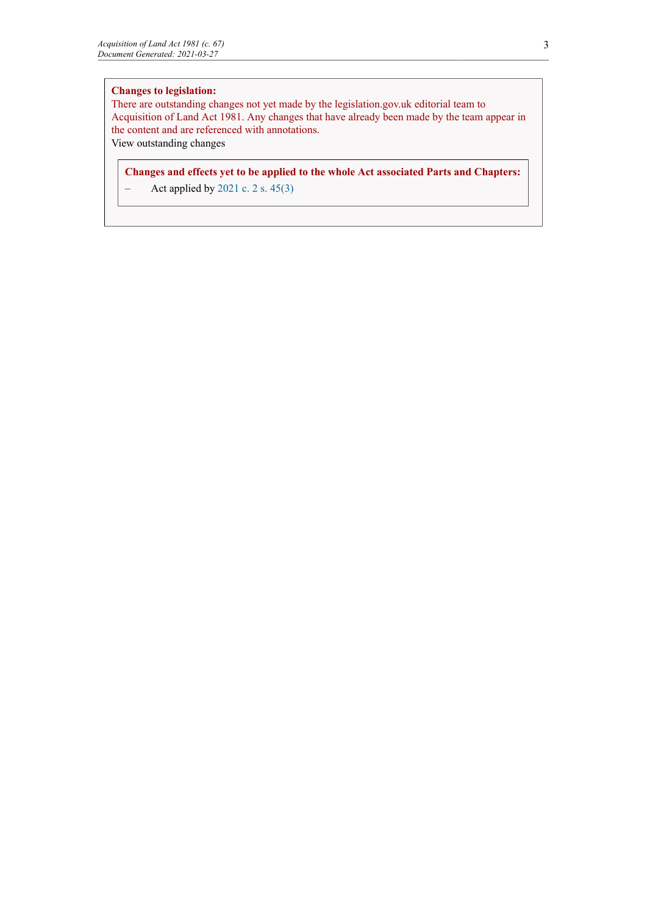**Changes to legislation:**
There are outstanding changes not yet made by the legislation.gov.uk editorial team to Acquisition of Land Act 1981. Any changes that have already been made by the team appear in the content and are referenced with annotations.
View outstanding changes

**Changes and effects yet to be applied to the whole Act associated Parts and Chapters:**

– Act applied by 2021 c. 2 s. 45(3)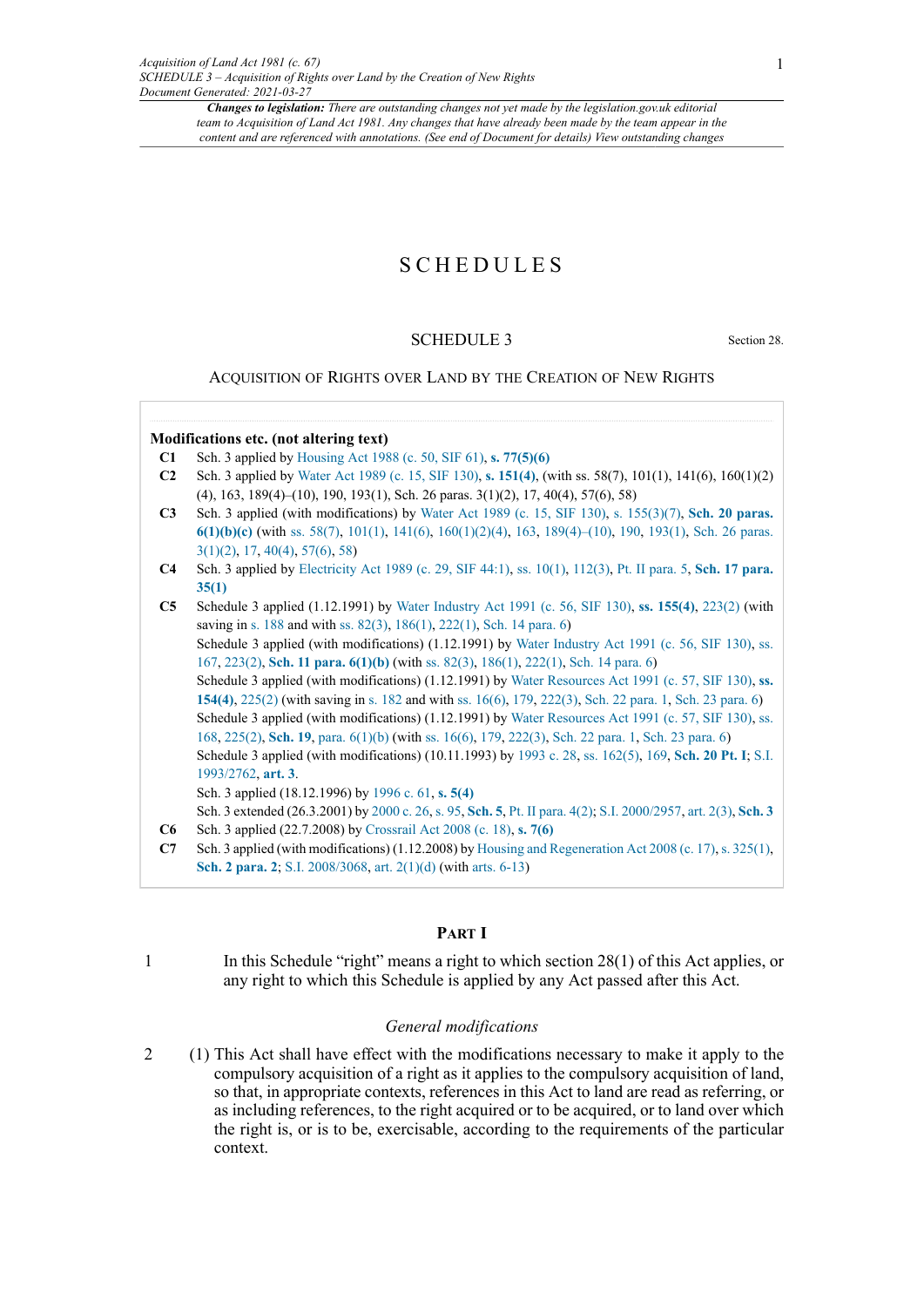# SCHEDULES

## SCHEDULE 3

Section 28.

### Acquisition of Rights over Land by the Creation of New Rights

**Modifications etc. (not altering text)**

**C1** Sch. 3 applied by Housing Act 1988 (c. 50, SIF 61), **s. 77(5)(6)**

**C2** Sch. 3 applied by Water Act 1989 (c. 15, SIF 130), **s. 151(4)**, (with ss. 58(7), 101(1), 141(6), 160(1)(2)(4), 163, 189(4)–(10), 190, 193(1), Sch. 26 paras. 3(1)(2), 17, 40(4), 57(6), 58)

**C3** Sch. 3 applied (with modifications) by Water Act 1989 (c. 15, SIF 130), s. 155(3)(7), **Sch. 20 paras. 6(1)(b)(c)** (with ss. 58(7), 101(1), 141(6), 160(1)(2)(4), 163, 189(4)–(10), 190, 193(1), Sch. 26 paras. 3(1)(2), 17, 40(4), 57(6), 58)

**C4** Sch. 3 applied by Electricity Act 1989 (c. 29, SIF 44:1), ss. 10(1), 112(3), Pt. II para. 5, **Sch. 17 para. 35(1)**

**C5** Schedule 3 applied (1.12.1991) by Water Industry Act 1991 (c. 56, SIF 130), **ss. 155(4)**, 223(2) (with saving in s. 188 and with ss. 82(3), 186(1), 222(1), Sch. 14 para. 6)

Schedule 3 applied (with modifications) (1.12.1991) by Water Industry Act 1991 (c. 56, SIF 130), ss. 167, 223(2), **Sch. 11 para. 6(1)(b)** (with ss. 82(3), 186(1), 222(1), Sch. 14 para. 6)

Schedule 3 applied (with modifications) (1.12.1991) by Water Resources Act 1991 (c. 57, SIF 130), **ss. 154(4)**, 225(2) (with saving in s. 182 and with ss. 16(6), 179, 222(3), Sch. 22 para. 1, Sch. 23 para. 6)

Schedule 3 applied (with modifications) (1.12.1991) by Water Resources Act 1991 (c. 57, SIF 130), ss. 168, 225(2), **Sch. 19**, para. 6(1)(b) (with ss. 16(6), 179, 222(3), Sch. 22 para. 1, Sch. 23 para. 6)

Schedule 3 applied (with modifications) (10.11.1993) by 1993 c. 28, ss. 162(5), 169, **Sch. 20 Pt. I**; S.I. 1993/2762, **art. 3**.

Sch. 3 applied (18.12.1996) by 1996 c. 61, **s. 5(4)**

Sch. 3 extended (26.3.2001) by 2000 c. 26, s. 95, **Sch. 5**, Pt. II para. 4(2); S.I. 2000/2957, art. 2(3), **Sch. 3**

**C6** Sch. 3 applied (22.7.2008) by Crossrail Act 2008 (c. 18), **s. 7(6)**

**C7** Sch. 3 applied (with modifications) (1.12.2008) by Housing and Regeneration Act 2008 (c. 17), s. 325(1), **Sch. 2 para. 2**; S.I. 2008/3068, art. 2(1)(d) (with arts. 6-13)

### Part I

1 In this Schedule "right" means a right to which section 28(1) of this Act applies, or any right to which this Schedule is applied by any Act passed after this Act.

#### *General modifications*

2 (1) This Act shall have effect with the modifications necessary to make it apply to the compulsory acquisition of a right as it applies to the compulsory acquisition of land, so that, in appropriate contexts, references in this Act to land are read as referring, or as including references, to the right acquired or to be acquired, or to land over which the right is, or is to be, exercisable, according to the requirements of the particular context.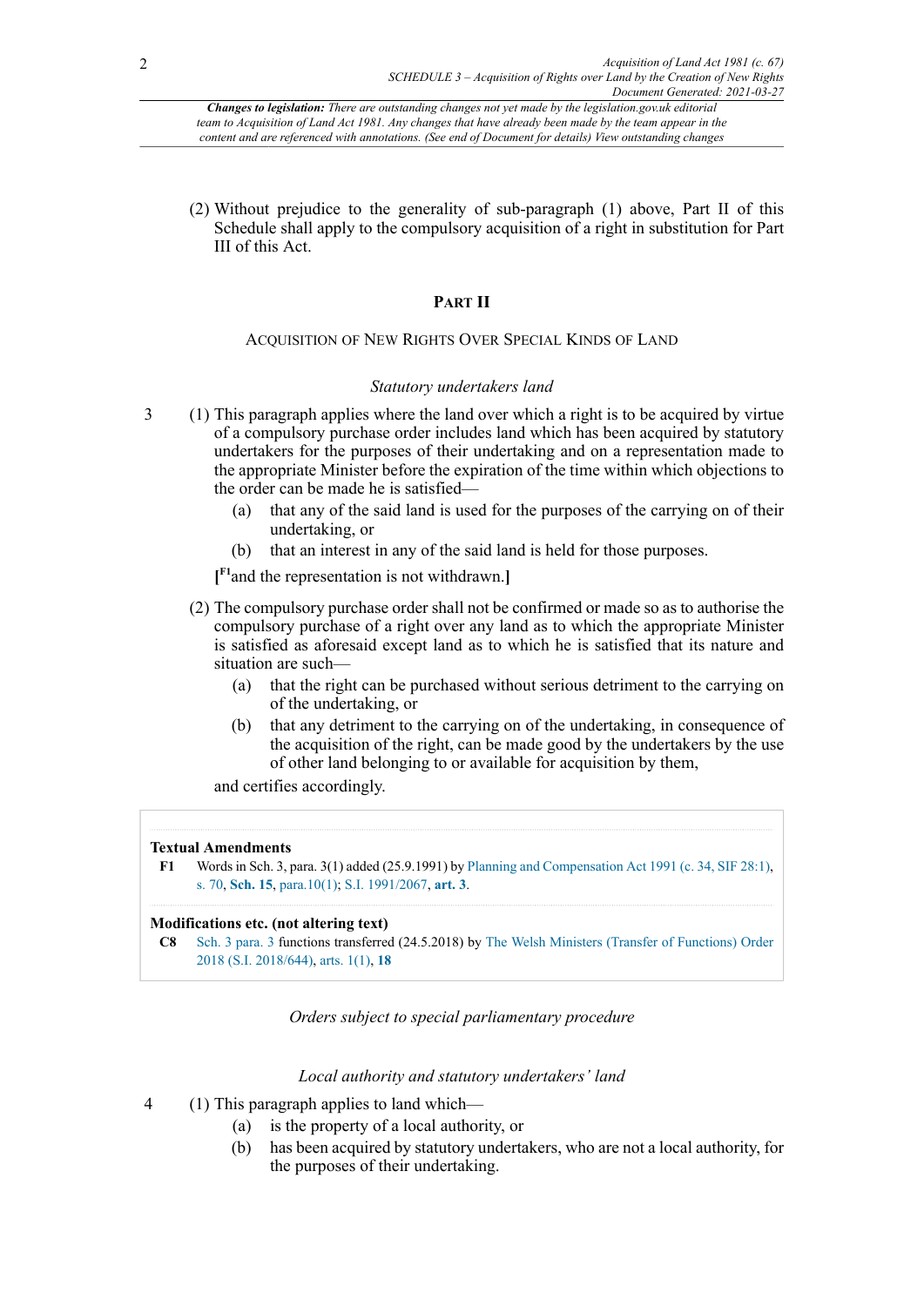(2) Without prejudice to the generality of sub-paragraph (1) above, Part II of this Schedule shall apply to the compulsory acquisition of a right in substitution for Part III of this Act.

## PART II

### ACQUISITION OF NEW RIGHTS OVER SPECIAL KINDS OF LAND

*Statutory undertakers land*

3 (1) This paragraph applies where the land over which a right is to be acquired by virtue of a compulsory purchase order includes land which has been acquired by statutory undertakers for the purposes of their undertaking and on a representation made to the appropriate Minister before the expiration of the time within which objections to the order can be made he is satisfied—

(a) that any of the said land is used for the purposes of the carrying on of their undertaking, or

(b) that an interest in any of the said land is held for those purposes.

[F1and the representation is not withdrawn.]

(2) The compulsory purchase order shall not be confirmed or made so as to authorise the compulsory purchase of a right over any land as to which the appropriate Minister is satisfied as aforesaid except land as to which he is satisfied that its nature and situation are such—

(a) that the right can be purchased without serious detriment to the carrying on of the undertaking, or

(b) that any detriment to the carrying on of the undertaking, in consequence of the acquisition of the right, can be made good by the undertakers by the use of other land belonging to or available for acquisition by them,

and certifies accordingly.

**Textual Amendments**

**F1** Words in Sch. 3, para. 3(1) added (25.9.1991) by Planning and Compensation Act 1991 (c. 34, SIF 28:1), s. 70, **Sch. 15**, para.10(1); S.I. 1991/2067, **art. 3**.

**Modifications etc. (not altering text)**

**C8** Sch. 3 para. 3 functions transferred (24.5.2018) by The Welsh Ministers (Transfer of Functions) Order 2018 (S.I. 2018/644), arts. 1(1), **18**

*Orders subject to special parliamentary procedure*

*Local authority and statutory undertakers' land*

4 (1) This paragraph applies to land which—

(a) is the property of a local authority, or

(b) has been acquired by statutory undertakers, who are not a local authority, for the purposes of their undertaking.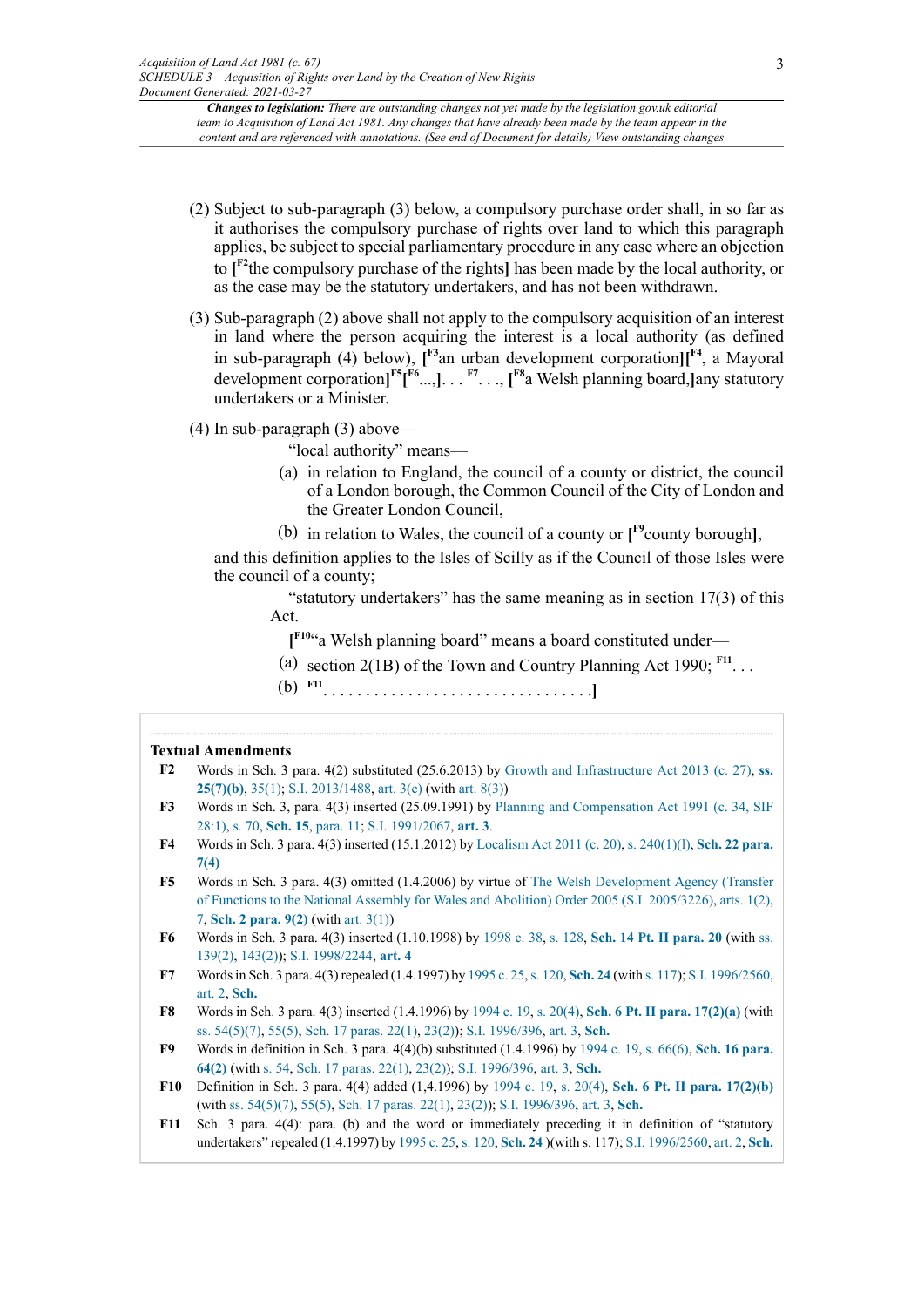*Changes to legislation: There are outstanding changes not yet made by the legislation.gov.uk editorial team to Acquisition of Land Act 1981. Any changes that have already been made by the team appear in the content and are referenced with annotations. (See end of Document for details) View outstanding changes*

(2) Subject to sub-paragraph (3) below, a compulsory purchase order shall, in so far as it authorises the compulsory purchase of rights over land to which this paragraph applies, be subject to special parliamentary procedure in any case where an objection to [F2the compulsory purchase of the rights] has been made by the local authority, or as the case may be the statutory undertakers, and has not been withdrawn.

(3) Sub-paragraph (2) above shall not apply to the compulsory acquisition of an interest in land where the person acquiring the interest is a local authority (as defined in sub-paragraph (4) below), [F3an urban development corporation][F4, a Mayoral development corporation]F5[F6...,]. . . F7. . ., [F8a Welsh planning board,]any statutory undertakers or a Minister.

(4) In sub-paragraph (3) above—

"local authority" means—

(a) in relation to England, the council of a county or district, the council of a London borough, the Common Council of the City of London and the Greater London Council,

(b) in relation to Wales, the council of a county or [F9county borough],

and this definition applies to the Isles of Scilly as if the Council of those Isles were the council of a county;

"statutory undertakers" has the same meaning as in section 17(3) of this Act.

[F10"a Welsh planning board" means a board constituted under—

(a) section 2(1B) of the Town and Country Planning Act 1990; F11. . .

(b) F11. . . . . . . . . . . . . . . . . . . . . . . . . . . . . . . .]

**Textual Amendments**

**F2** Words in Sch. 3 para. 4(2) substituted (25.6.2013) by Growth and Infrastructure Act 2013 (c. 27), **ss. 25(7)(b)**, 35(1); S.I. 2013/1488, art. 3(e) (with art. 8(3))

**F3** Words in Sch. 3, para. 4(3) inserted (25.09.1991) by Planning and Compensation Act 1991 (c. 34, SIF 28:1), s. 70, **Sch. 15**, para. 11; S.I. 1991/2067, **art. 3**.

**F4** Words in Sch. 3 para. 4(3) inserted (15.1.2012) by Localism Act 2011 (c. 20), s. 240(1)(l), **Sch. 22 para. 7(4)**

**F5** Words in Sch. 3 para. 4(3) omitted (1.4.2006) by virtue of The Welsh Development Agency (Transfer of Functions to the National Assembly for Wales and Abolition) Order 2005 (S.I. 2005/3226), arts. 1(2), 7, **Sch. 2 para. 9(2)** (with art. 3(1))

**F6** Words in Sch. 3 para. 4(3) inserted (1.10.1998) by 1998 c. 38, s. 128, **Sch. 14 Pt. II para. 20** (with ss. 139(2), 143(2)); S.I. 1998/2244, **art. 4**

**F7** Words in Sch. 3 para. 4(3) repealed (1.4.1997) by 1995 c. 25, s. 120, **Sch. 24** (with s. 117); S.I. 1996/2560, art. 2, **Sch.**

**F8** Words in Sch. 3 para. 4(3) inserted (1.4.1996) by 1994 c. 19, s. 20(4), **Sch. 6 Pt. II para. 17(2)(a)** (with ss. 54(5)(7), 55(5), Sch. 17 paras. 22(1), 23(2)); S.I. 1996/396, art. 3, **Sch.**

**F9** Words in definition in Sch. 3 para. 4(4)(b) substituted (1.4.1996) by 1994 c. 19, s. 66(6), **Sch. 16 para. 64(2)** (with s. 54, Sch. 17 paras. 22(1), 23(2)); S.I. 1996/396, art. 3, **Sch.**

**F10** Definition in Sch. 3 para. 4(4) added (1,4.1996) by 1994 c. 19, s. 20(4), **Sch. 6 Pt. II para. 17(2)(b)** (with ss. 54(5)(7), 55(5), Sch. 17 paras. 22(1), 23(2)); S.I. 1996/396, art. 3, **Sch.**

**F11** Sch. 3 para. 4(4): para. (b) and the word or immediately preceding it in definition of "statutory undertakers" repealed (1.4.1997) by 1995 c. 25, s. 120, **Sch. 24** )(with s. 117); S.I. 1996/2560, art. 2, **Sch.**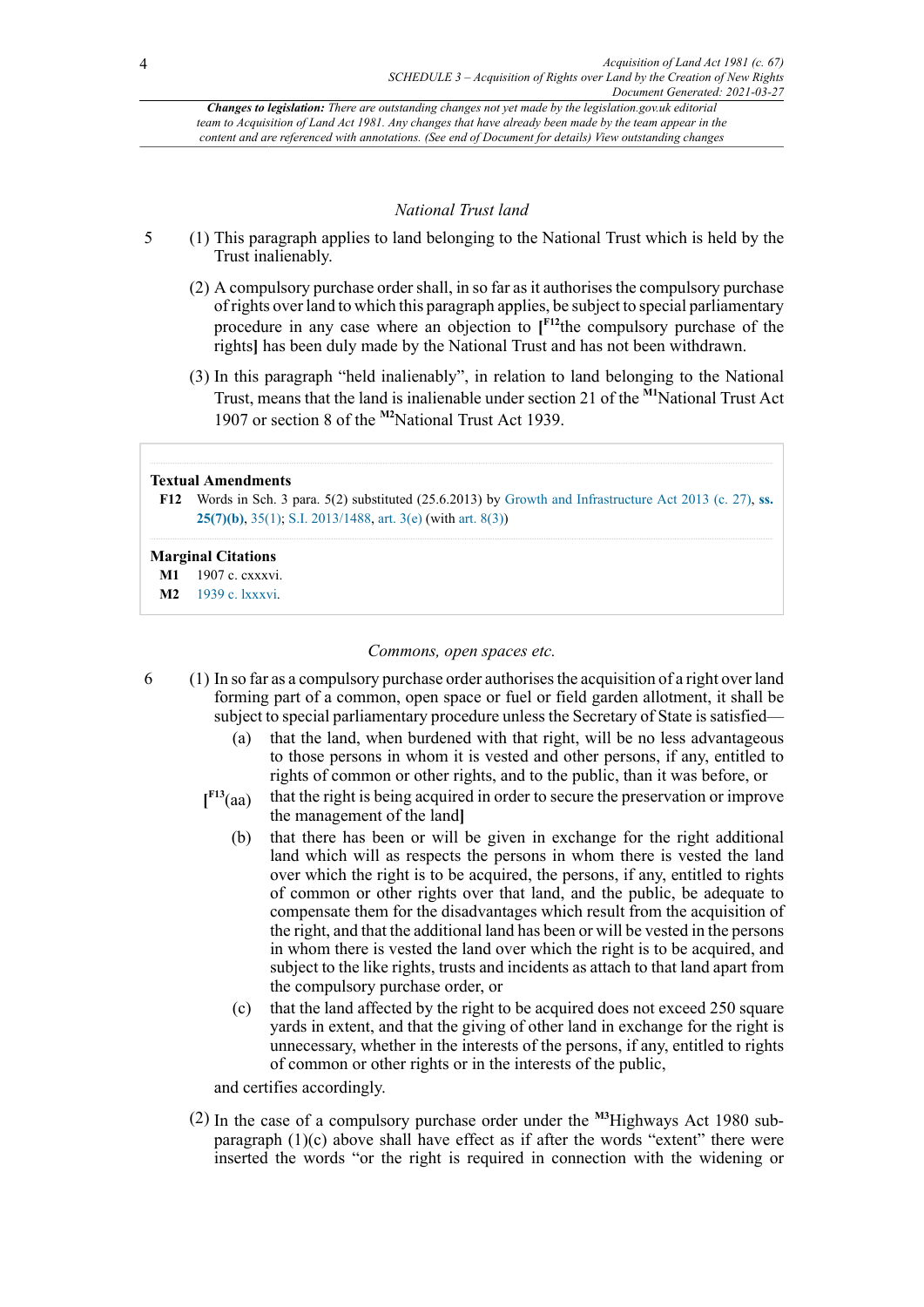*Changes to legislation: There are outstanding changes not yet made by the legislation.gov.uk editorial team to Acquisition of Land Act 1981. Any changes that have already been made by the team appear in the content and are referenced with annotations. (See end of Document for details) View outstanding changes*

### *National Trust land*

5 (1) This paragraph applies to land belonging to the National Trust which is held by the Trust inalienably.

(2) A compulsory purchase order shall, in so far as it authorises the compulsory purchase of rights over land to which this paragraph applies, be subject to special parliamentary procedure in any case where an objection to [F12the compulsory purchase of the rights] has been duly made by the National Trust and has not been withdrawn.

(3) In this paragraph "held inalienably", in relation to land belonging to the National Trust, means that the land is inalienable under section 21 of the [M1]National Trust Act 1907 or section 8 of the [M2]National Trust Act 1939.

**Textual Amendments**

**F12** Words in Sch. 3 para. 5(2) substituted (25.6.2013) by Growth and Infrastructure Act 2013 (c. 27), **ss. 25(7)(b)**, 35(1); S.I. 2013/1488, art. 3(e) (with art. 8(3))

**Marginal Citations**

**M1** 1907 c. cxxxvi.

**M2** 1939 c. lxxxvi.

### *Commons, open spaces etc.*

6 (1) In so far as a compulsory purchase order authorises the acquisition of a right over land forming part of a common, open space or fuel or field garden allotment, it shall be subject to special parliamentary procedure unless the Secretary of State is satisfied—

(a) that the land, when burdened with that right, will be no less advantageous to those persons in whom it is vested and other persons, if any, entitled to rights of common or other rights, and to the public, than it was before, or

[F13(aa) that the right is being acquired in order to secure the preservation or improve the management of the land]

(b) that there has been or will be given in exchange for the right additional land which will as respects the persons in whom there is vested the land over which the right is to be acquired, the persons, if any, entitled to rights of common or other rights over that land, and the public, be adequate to compensate them for the disadvantages which result from the acquisition of the right, and that the additional land has been or will be vested in the persons in whom there is vested the land over which the right is to be acquired, and subject to the like rights, trusts and incidents as attach to that land apart from the compulsory purchase order, or

(c) that the land affected by the right to be acquired does not exceed 250 square yards in extent, and that the giving of other land in exchange for the right is unnecessary, whether in the interests of the persons, if any, entitled to rights of common or other rights or in the interests of the public,

and certifies accordingly.

(2) In the case of a compulsory purchase order under the [M3]Highways Act 1980 sub-paragraph (1)(c) above shall have effect as if after the words "extent" there were inserted the words "or the right is required in connection with the widening or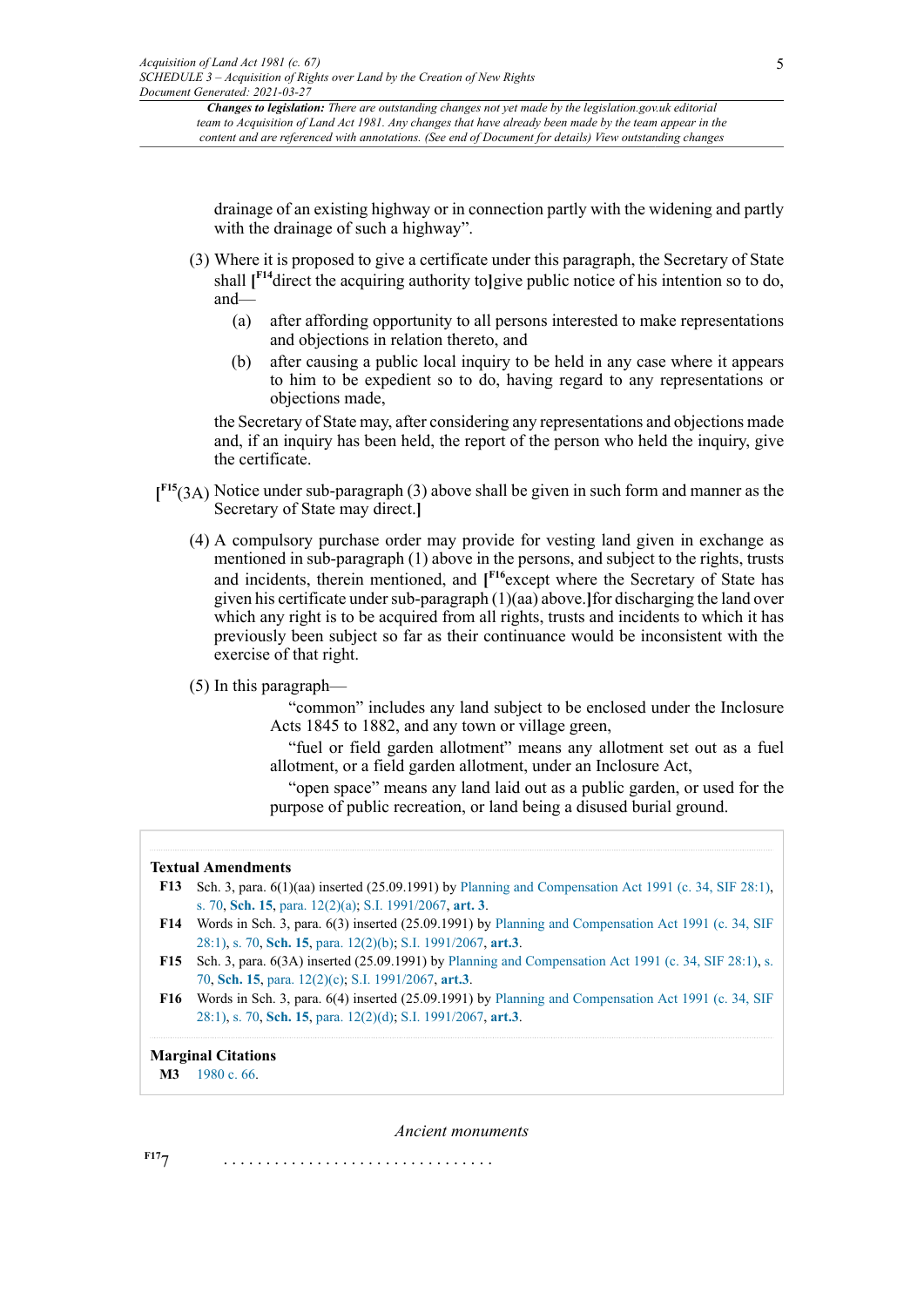drainage of an existing highway or in connection partly with the widening and partly with the drainage of such a highway".

(3) Where it is proposed to give a certificate under this paragraph, the Secretary of State shall [F14 direct the acquiring authority to] give public notice of his intention so to do, and—

(a) after affording opportunity to all persons interested to make representations and objections in relation thereto, and

(b) after causing a public local inquiry to be held in any case where it appears to him to be expedient so to do, having regard to any representations or objections made,

the Secretary of State may, after considering any representations and objections made and, if an inquiry has been held, the report of the person who held the inquiry, give the certificate.

[F15 (3A) Notice under sub-paragraph (3) above shall be given in such form and manner as the Secretary of State may direct.]

(4) A compulsory purchase order may provide for vesting land given in exchange as mentioned in sub-paragraph (1) above in the persons, and subject to the rights, trusts and incidents, therein mentioned, and [F16 except where the Secretary of State has given his certificate under sub-paragraph (1)(aa) above.] for discharging the land over which any right is to be acquired from all rights, trusts and incidents to which it has previously been subject so far as their continuance would be inconsistent with the exercise of that right.

(5) In this paragraph—

"common" includes any land subject to be enclosed under the Inclosure Acts 1845 to 1882, and any town or village green,

"fuel or field garden allotment" means any allotment set out as a fuel allotment, or a field garden allotment, under an Inclosure Act,

"open space" means any land laid out as a public garden, or used for the purpose of public recreation, or land being a disused burial ground.

**Textual Amendments**

**F13** Sch. 3, para. 6(1)(aa) inserted (25.09.1991) by Planning and Compensation Act 1991 (c. 34, SIF 28:1), s. 70, **Sch. 15**, para. 12(2)(a); S.I. 1991/2067, **art. 3**.

**F14** Words in Sch. 3, para. 6(3) inserted (25.09.1991) by Planning and Compensation Act 1991 (c. 34, SIF 28:1), s. 70, **Sch. 15**, para. 12(2)(b); S.I. 1991/2067, **art.3**.

**F15** Sch. 3, para. 6(3A) inserted (25.09.1991) by Planning and Compensation Act 1991 (c. 34, SIF 28:1), s. 70, **Sch. 15**, para. 12(2)(c); S.I. 1991/2067, **art.3**.

**F16** Words in Sch. 3, para. 6(4) inserted (25.09.1991) by Planning and Compensation Act 1991 (c. 34, SIF 28:1), s. 70, **Sch. 15**, para. 12(2)(d); S.I. 1991/2067, **art.3**.

**Marginal Citations**

**M3** 1980 c. 66.

*Ancient monuments*

F17 7 . . . . . . . . . . . . . . . . . . . . . . . . . . . . . . .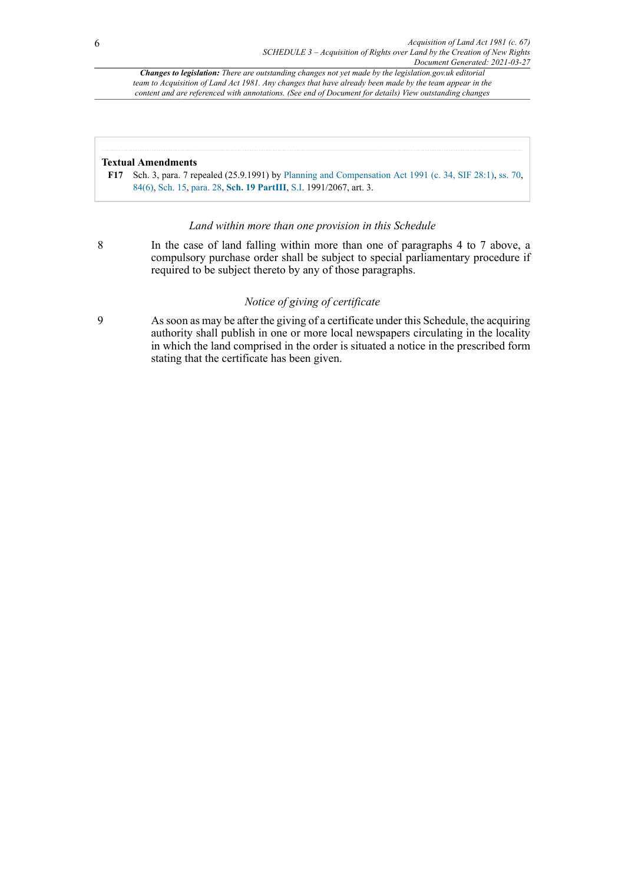**Textual Amendments**

**F17** Sch. 3, para. 7 repealed (25.9.1991) by Planning and Compensation Act 1991 (c. 34, SIF 28:1), ss. 70, 84(6), Sch. 15, para. 28, **Sch. 19 PartIII**, S.I. 1991/2067, art. 3.

*Land within more than one provision in this Schedule*

8 In the case of land falling within more than one of paragraphs 4 to 7 above, a compulsory purchase order shall be subject to special parliamentary procedure if required to be subject thereto by any of those paragraphs.

*Notice of giving of certificate*

9 As soon as may be after the giving of a certificate under this Schedule, the acquiring authority shall publish in one or more local newspapers circulating in the locality in which the land comprised in the order is situated a notice in the prescribed form stating that the certificate has been given.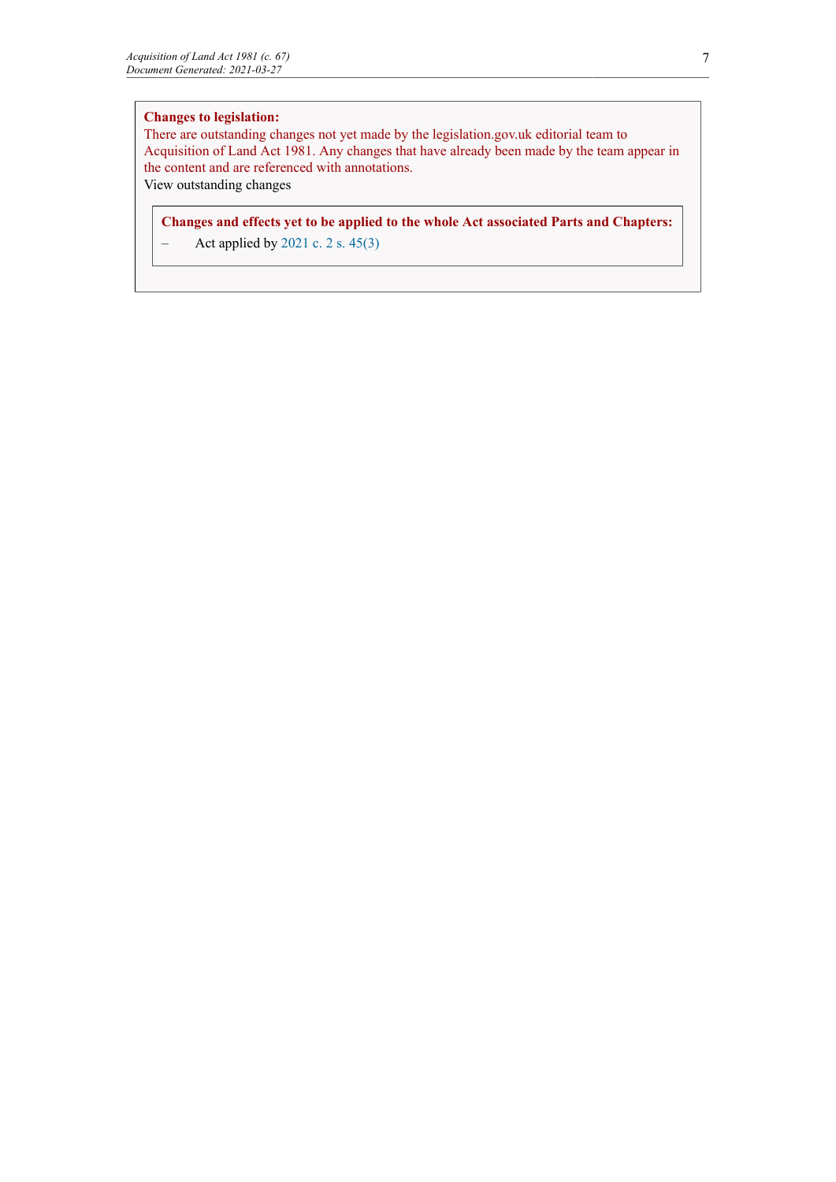**Changes to legislation:**
There are outstanding changes not yet made by the legislation.gov.uk editorial team to Acquisition of Land Act 1981. Any changes that have already been made by the team appear in the content and are referenced with annotations.
View outstanding changes

**Changes and effects yet to be applied to the whole Act associated Parts and Chapters:**

– Act applied by 2021 c. 2 s. 45(3)